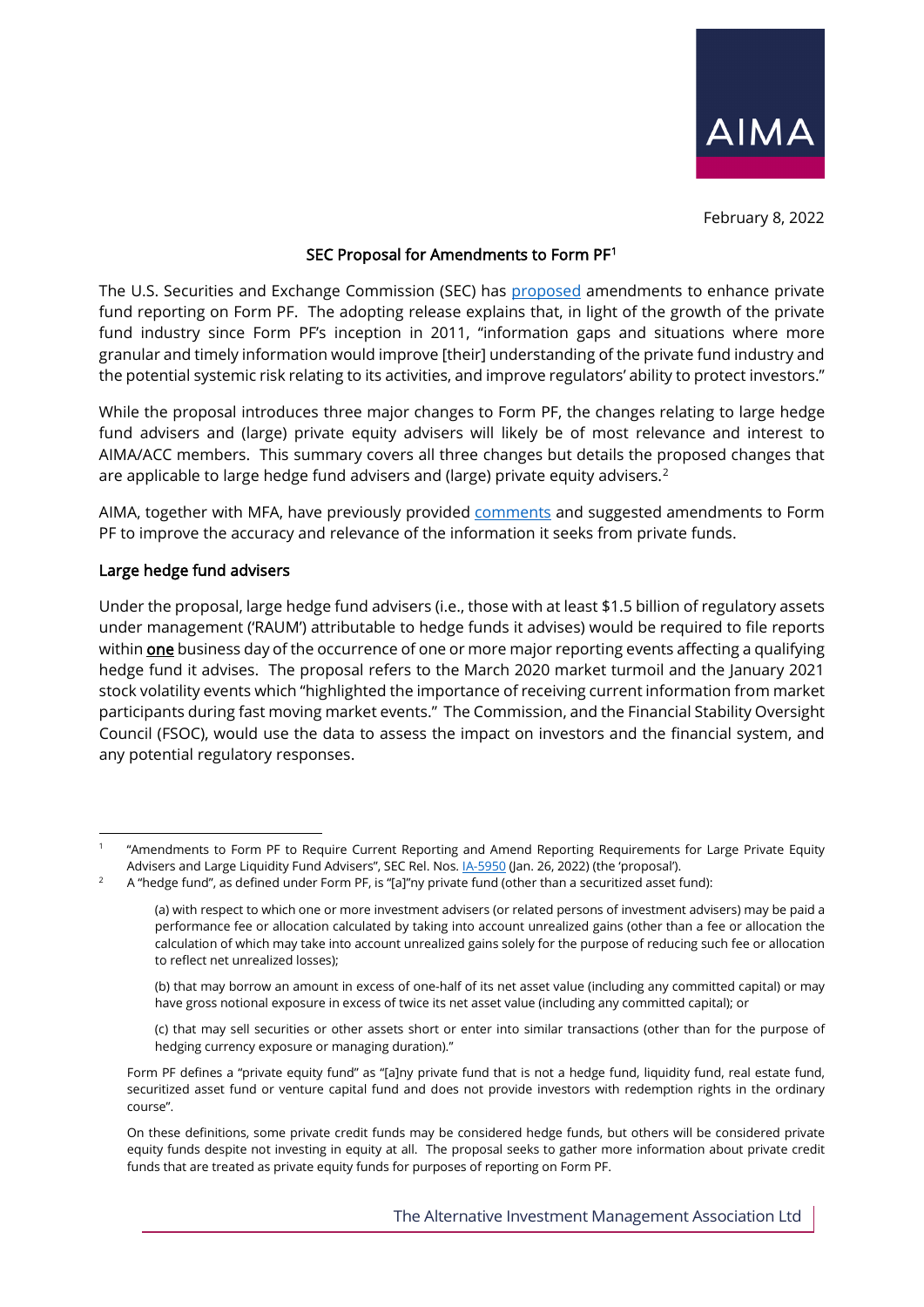February 8, 2022

## SEC Proposal for Amendments to Form PF[1]

The U.S. Securities and Exchange Commission (SEC) has proposed amendments to enhance private fund reporting on Form PF. The adopting release explains that, in light of the growth of the private fund industry since Form PF's inception in 2011, "information gaps and situations where more granular and timely information would improve [their] understanding of the private fund industry and the potential systemic risk relating to its activities, and improve regulators' ability to protect investors."

While the proposal introduces three major changes to Form PF, the changes relating to large hedge fund advisers and (large) private equity advisers will likely be of most relevance and interest to AIMA/ACC members. This summary covers all three changes but details the proposed changes that are applicable to large hedge fund advisers and (large) private equity advisers.[2]

AIMA, together with MFA, have previously provided comments and suggested amendments to Form PF to improve the accuracy and relevance of the information it seeks from private funds.

### Large hedge fund advisers

Under the proposal, large hedge fund advisers (i.e., those with at least $1.5 billion of regulatory assets under management ('RAUM') attributable to hedge funds it advises) would be required to file reports within **one** business day of the occurrence of one or more major reporting events affecting a qualifying hedge fund it advises. The proposal refers to the March 2020 market turmoil and the January 2021 stock volatility events which "highlighted the importance of receiving current information from market participants during fast moving market events." The Commission, and the Financial Stability Oversight Council (FSOC), would use the data to assess the impact on investors and the financial system, and any potential regulatory responses.

---

[1] "Amendments to Form PF to Require Current Reporting and Amend Reporting Requirements for Large Private Equity Advisers and Large Liquidity Fund Advisers", SEC Rel. Nos. IA-5950 (Jan. 26, 2022) (the 'proposal').

[2] A "hedge fund", as defined under Form PF, is "[a]"ny private fund (other than a securitized asset fund):

> (a) with respect to which one or more investment advisers (or related persons of investment advisers) may be paid a performance fee or allocation calculated by taking into account unrealized gains (other than a fee or allocation the calculation of which may take into account unrealized gains solely for the purpose of reducing such fee or allocation to reflect net unrealized losses);
>
> (b) that may borrow an amount in excess of one-half of its net asset value (including any committed capital) or may have gross notional exposure in excess of twice its net asset value (including any committed capital); or
>
> (c) that may sell securities or other assets short or enter into similar transactions (other than for the purpose of hedging currency exposure or managing duration)."

Form PF defines a "private equity fund" as "[a]ny private fund that is not a hedge fund, liquidity fund, real estate fund, securitized asset fund or venture capital fund and does not provide investors with redemption rights in the ordinary course".

On these definitions, some private credit funds may be considered hedge funds, but others will be considered private equity funds despite not investing in equity at all. The proposal seeks to gather more information about private credit funds that are treated as private equity funds for purposes of reporting on Form PF.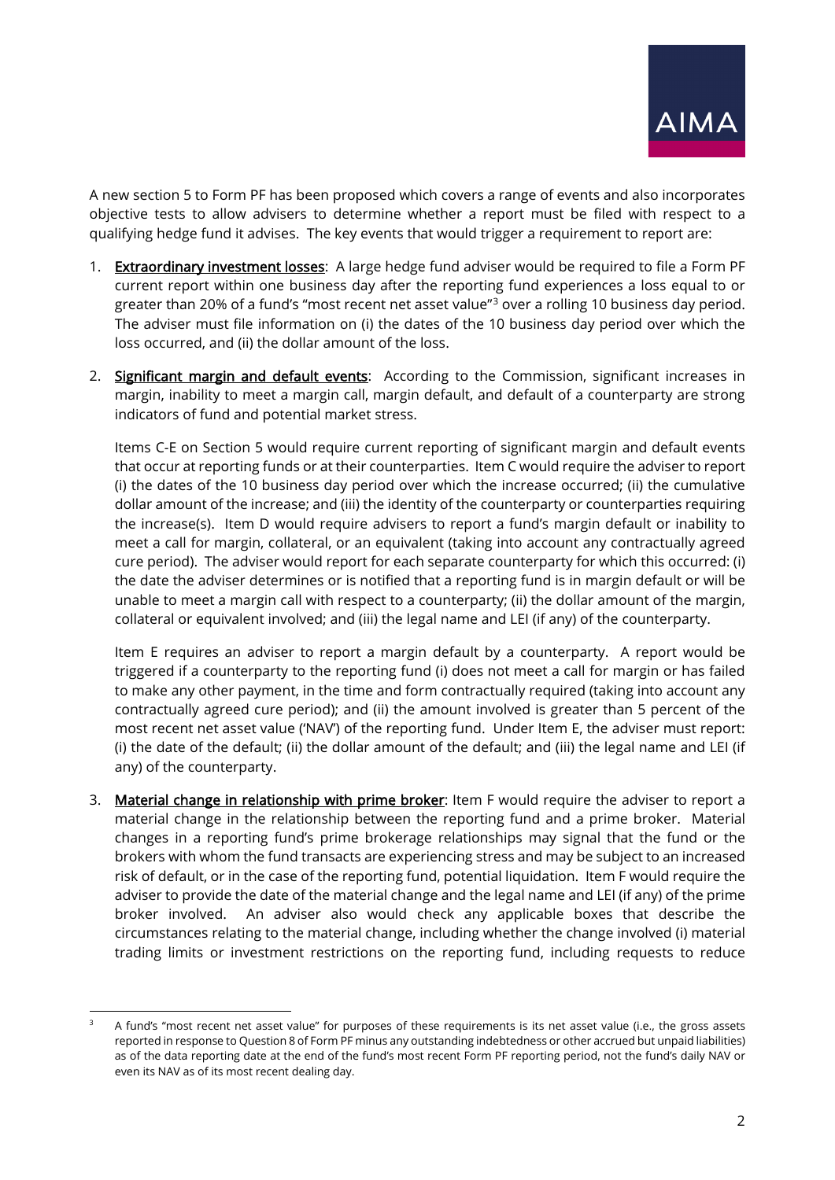A new section 5 to Form PF has been proposed which covers a range of events and also incorporates objective tests to allow advisers to determine whether a report must be filed with respect to a qualifying hedge fund it advises. The key events that would trigger a requirement to report are:

1. Extraordinary investment losses: A large hedge fund adviser would be required to file a Form PF current report within one business day after the reporting fund experiences a loss equal to or greater than 20% of a fund's "most recent net asset value"[3] over a rolling 10 business day period. The adviser must file information on (i) the dates of the 10 business day period over which the loss occurred, and (ii) the dollar amount of the loss.

2. Significant margin and default events: According to the Commission, significant increases in margin, inability to meet a margin call, margin default, and default of a counterparty are strong indicators of fund and potential market stress.

   Items C-E on Section 5 would require current reporting of significant margin and default events that occur at reporting funds or at their counterparties. Item C would require the adviser to report (i) the dates of the 10 business day period over which the increase occurred; (ii) the cumulative dollar amount of the increase; and (iii) the identity of the counterparty or counterparties requiring the increase(s). Item D would require advisers to report a fund's margin default or inability to meet a call for margin, collateral, or an equivalent (taking into account any contractually agreed cure period). The adviser would report for each separate counterparty for which this occurred: (i) the date the adviser determines or is notified that a reporting fund is in margin default or will be unable to meet a margin call with respect to a counterparty; (ii) the dollar amount of the margin, collateral or equivalent involved; and (iii) the legal name and LEI (if any) of the counterparty.

   Item E requires an adviser to report a margin default by a counterparty. A report would be triggered if a counterparty to the reporting fund (i) does not meet a call for margin or has failed to make any other payment, in the time and form contractually required (taking into account any contractually agreed cure period); and (ii) the amount involved is greater than 5 percent of the most recent net asset value ('NAV') of the reporting fund. Under Item E, the adviser must report: (i) the date of the default; (ii) the dollar amount of the default; and (iii) the legal name and LEI (if any) of the counterparty.

3. Material change in relationship with prime broker: Item F would require the adviser to report a material change in the relationship between the reporting fund and a prime broker. Material changes in a reporting fund's prime brokerage relationships may signal that the fund or the brokers with whom the fund transacts are experiencing stress and may be subject to an increased risk of default, or in the case of the reporting fund, potential liquidation. Item F would require the adviser to provide the date of the material change and the legal name and LEI (if any) of the prime broker involved. An adviser also would check any applicable boxes that describe the circumstances relating to the material change, including whether the change involved (i) material trading limits or investment restrictions on the reporting fund, including requests to reduce

---

[3] A fund's "most recent net asset value" for purposes of these requirements is its net asset value (i.e., the gross assets reported in response to Question 8 of Form PF minus any outstanding indebtedness or other accrued but unpaid liabilities) as of the data reporting date at the end of the fund's most recent Form PF reporting period, not the fund's daily NAV or even its NAV as of its most recent dealing day.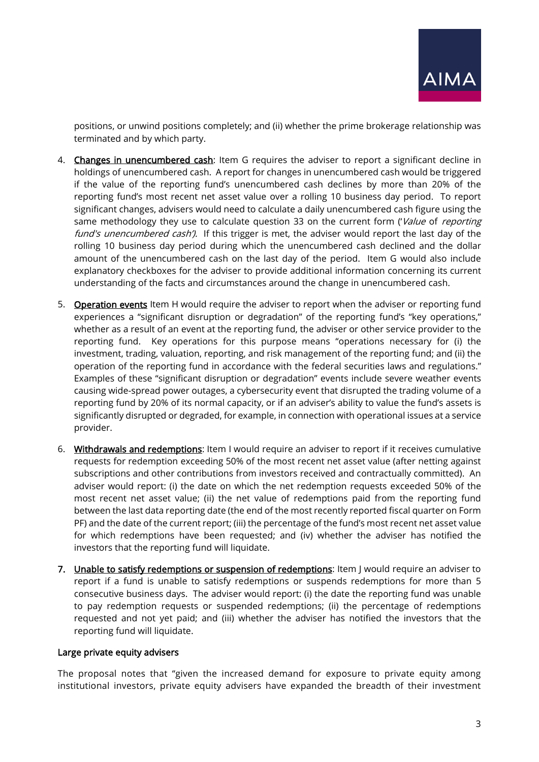positions, or unwind positions completely; and (ii) whether the prime brokerage relationship was terminated and by which party.

4. **Changes in unencumbered cash**: Item G requires the adviser to report a significant decline in holdings of unencumbered cash. A report for changes in unencumbered cash would be triggered if the value of the reporting fund's unencumbered cash declines by more than 20% of the reporting fund's most recent net asset value over a rolling 10 business day period. To report significant changes, advisers would need to calculate a daily unencumbered cash figure using the same methodology they use to calculate question 33 on the current form ('*Value* of *reporting fund's unencumbered cash*'). If this trigger is met, the adviser would report the last day of the rolling 10 business day period during which the unencumbered cash declined and the dollar amount of the unencumbered cash on the last day of the period. Item G would also include explanatory checkboxes for the adviser to provide additional information concerning its current understanding of the facts and circumstances around the change in unencumbered cash.

5. **Operation events** Item H would require the adviser to report when the adviser or reporting fund experiences a "significant disruption or degradation" of the reporting fund's "key operations," whether as a result of an event at the reporting fund, the adviser or other service provider to the reporting fund. Key operations for this purpose means "operations necessary for (i) the investment, trading, valuation, reporting, and risk management of the reporting fund; and (ii) the operation of the reporting fund in accordance with the federal securities laws and regulations." Examples of these "significant disruption or degradation" events include severe weather events causing wide-spread power outages, a cybersecurity event that disrupted the trading volume of a reporting fund by 20% of its normal capacity, or if an adviser's ability to value the fund's assets is significantly disrupted or degraded, for example, in connection with operational issues at a service provider.

6. **Withdrawals and redemptions**: Item I would require an adviser to report if it receives cumulative requests for redemption exceeding 50% of the most recent net asset value (after netting against subscriptions and other contributions from investors received and contractually committed). An adviser would report: (i) the date on which the net redemption requests exceeded 50% of the most recent net asset value; (ii) the net value of redemptions paid from the reporting fund between the last data reporting date (the end of the most recently reported fiscal quarter on Form PF) and the date of the current report; (iii) the percentage of the fund's most recent net asset value for which redemptions have been requested; and (iv) whether the adviser has notified the investors that the reporting fund will liquidate.

7. **Unable to satisfy redemptions or suspension of redemptions**: Item J would require an adviser to report if a fund is unable to satisfy redemptions or suspends redemptions for more than 5 consecutive business days. The adviser would report: (i) the date the reporting fund was unable to pay redemption requests or suspended redemptions; (ii) the percentage of redemptions requested and not yet paid; and (iii) whether the adviser has notified the investors that the reporting fund will liquidate.

### Large private equity advisers

The proposal notes that "given the increased demand for exposure to private equity among institutional investors, private equity advisers have expanded the breadth of their investment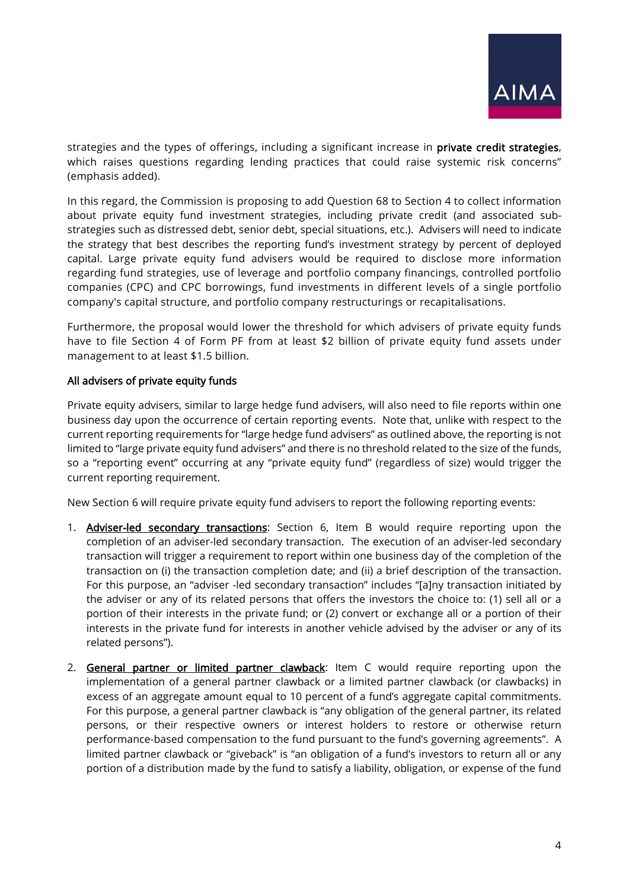strategies and the types of offerings, including a significant increase in **private credit strategies**, which raises questions regarding lending practices that could raise systemic risk concerns" (emphasis added).

In this regard, the Commission is proposing to add Question 68 to Section 4 to collect information about private equity fund investment strategies, including private credit (and associated sub-strategies such as distressed debt, senior debt, special situations, etc.). Advisers will need to indicate the strategy that best describes the reporting fund's investment strategy by percent of deployed capital. Large private equity fund advisers would be required to disclose more information regarding fund strategies, use of leverage and portfolio company financings, controlled portfolio companies (CPC) and CPC borrowings, fund investments in different levels of a single portfolio company's capital structure, and portfolio company restructurings or recapitalisations.

Furthermore, the proposal would lower the threshold for which advisers of private equity funds have to file Section 4 of Form PF from at least $2 billion of private equity fund assets under management to at least $1.5 billion.

<u>All advisers of private equity funds</u>

Private equity advisers, similar to large hedge fund advisers, will also need to file reports within one business day upon the occurrence of certain reporting events. Note that, unlike with respect to the current reporting requirements for "large hedge fund advisers" as outlined above, the reporting is not limited to "large private equity fund advisers" and there is no threshold related to the size of the funds, so a "reporting event" occurring at any "private equity fund" (regardless of size) would trigger the current reporting requirement.

New Section 6 will require private equity fund advisers to report the following reporting events:

1. **<u>Adviser-led secondary transactions</u>**: Section 6, Item B would require reporting upon the completion of an adviser-led secondary transaction. The execution of an adviser-led secondary transaction will trigger a requirement to report within one business day of the completion of the transaction on (i) the transaction completion date; and (ii) a brief description of the transaction. For this purpose, an "adviser -led secondary transaction" includes "[a]ny transaction initiated by the adviser or any of its related persons that offers the investors the choice to: (1) sell all or a portion of their interests in the private fund; or (2) convert or exchange all or a portion of their interests in the private fund for interests in another vehicle advised by the adviser or any of its related persons").

2. **<u>General partner or limited partner clawback</u>**: Item C would require reporting upon the implementation of a general partner clawback or a limited partner clawback (or clawbacks) in excess of an aggregate amount equal to 10 percent of a fund's aggregate capital commitments. For this purpose, a general partner clawback is "any obligation of the general partner, its related persons, or their respective owners or interest holders to restore or otherwise return performance-based compensation to the fund pursuant to the fund's governing agreements". A limited partner clawback or "giveback" is "an obligation of a fund's investors to return all or any portion of a distribution made by the fund to satisfy a liability, obligation, or expense of the fund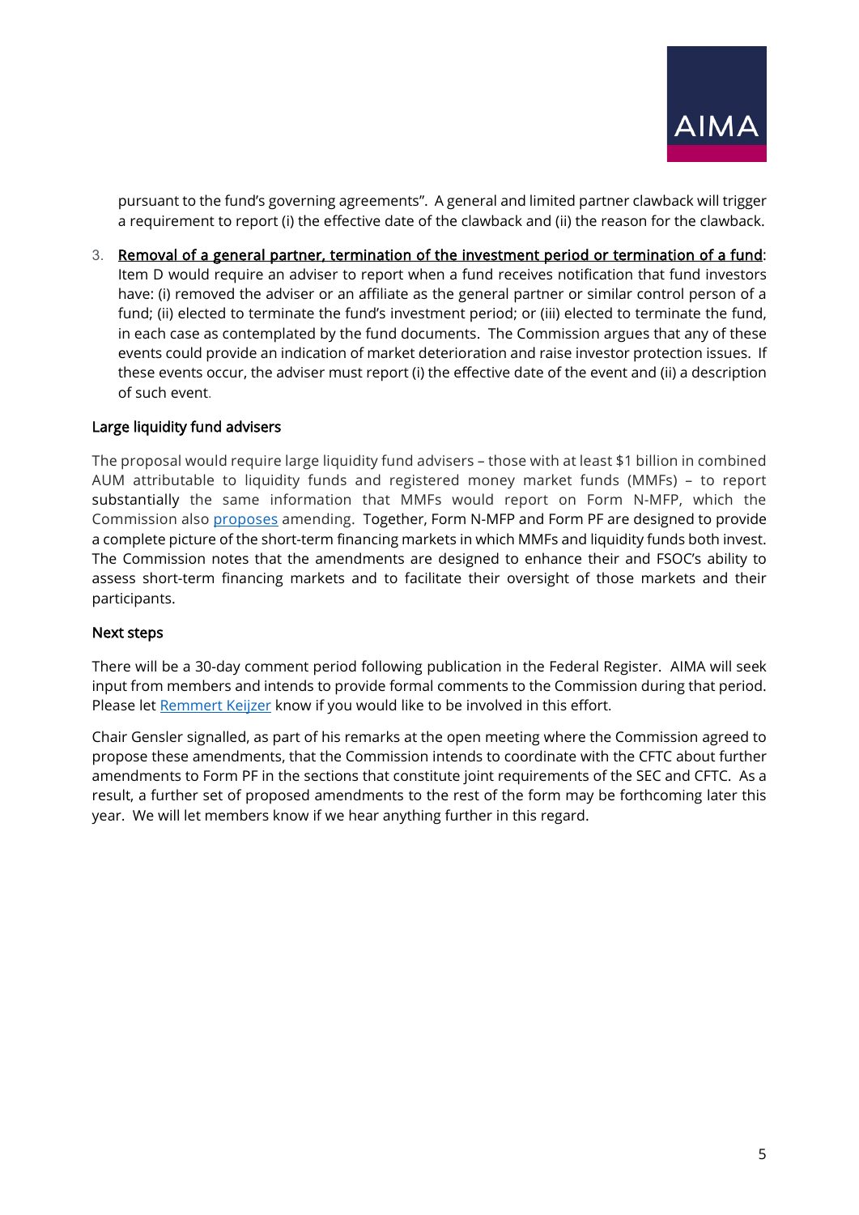pursuant to the fund's governing agreements". A general and limited partner clawback will trigger a requirement to report (i) the effective date of the clawback and (ii) the reason for the clawback.

3. <u>Removal of a general partner, termination of the investment period or termination of a fund</u>: Item D would require an adviser to report when a fund receives notification that fund investors have: (i) removed the adviser or an affiliate as the general partner or similar control person of a fund; (ii) elected to terminate the fund's investment period; or (iii) elected to terminate the fund, in each case as contemplated by the fund documents. The Commission argues that any of these events could provide an indication of market deterioration and raise investor protection issues. If these events occur, the adviser must report (i) the effective date of the event and (ii) a description of such event.

### Large liquidity fund advisers

The proposal would require large liquidity fund advisers – those with at least $1 billion in combined AUM attributable to liquidity funds and registered money market funds (MMFs) – to report substantially the same information that MMFs would report on Form N-MFP, which the Commission also proposes amending. Together, Form N-MFP and Form PF are designed to provide a complete picture of the short-term financing markets in which MMFs and liquidity funds both invest. The Commission notes that the amendments are designed to enhance their and FSOC's ability to assess short-term financing markets and to facilitate their oversight of those markets and their participants.

### Next steps

There will be a 30-day comment period following publication in the Federal Register. AIMA will seek input from members and intends to provide formal comments to the Commission during that period. Please let Remmert Keijzer know if you would like to be involved in this effort.

Chair Gensler signalled, as part of his remarks at the open meeting where the Commission agreed to propose these amendments, that the Commission intends to coordinate with the CFTC about further amendments to Form PF in the sections that constitute joint requirements of the SEC and CFTC. As a result, a further set of proposed amendments to the rest of the form may be forthcoming later this year. We will let members know if we hear anything further in this regard.